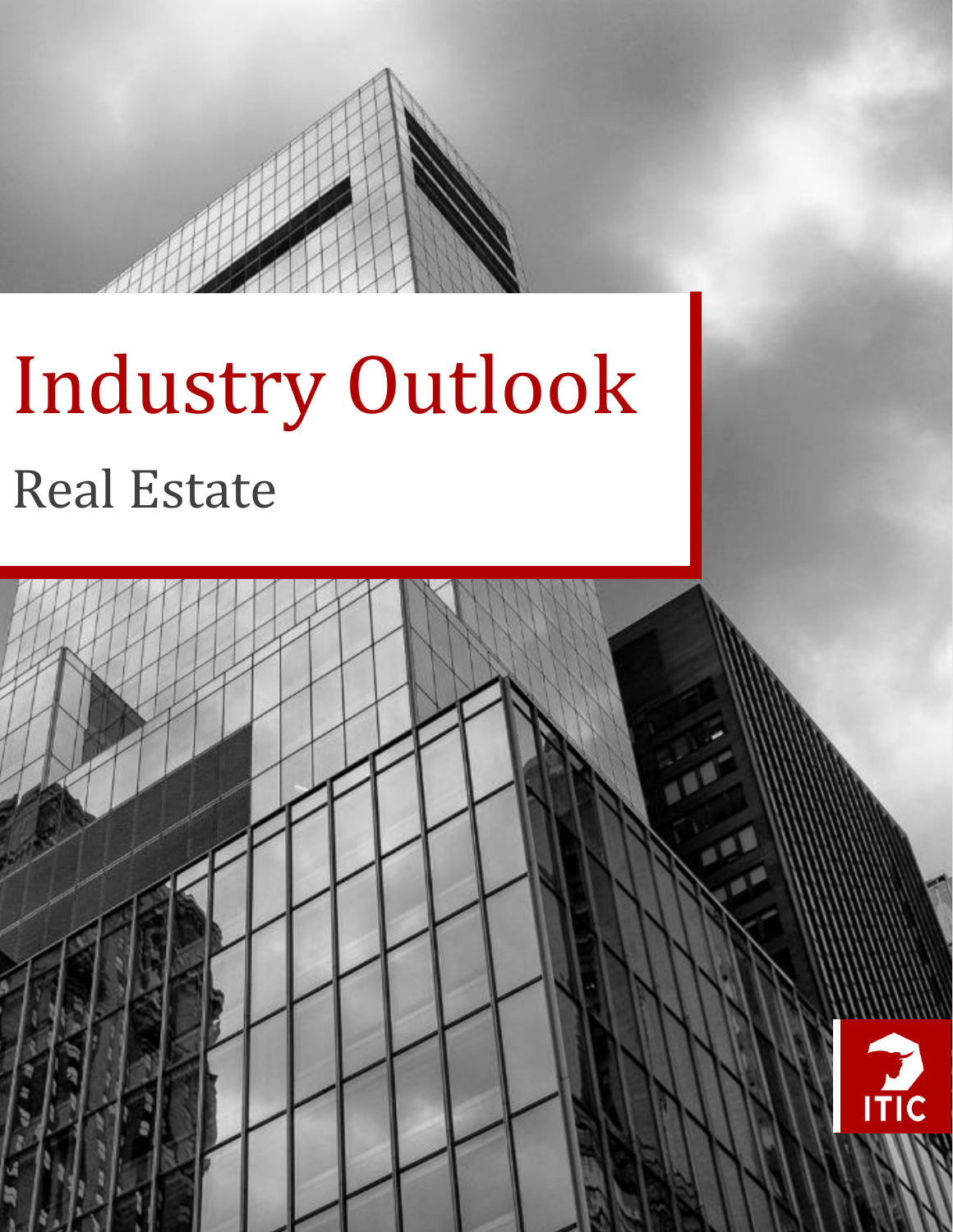# Industry Outlook

## Real Estate

ITIC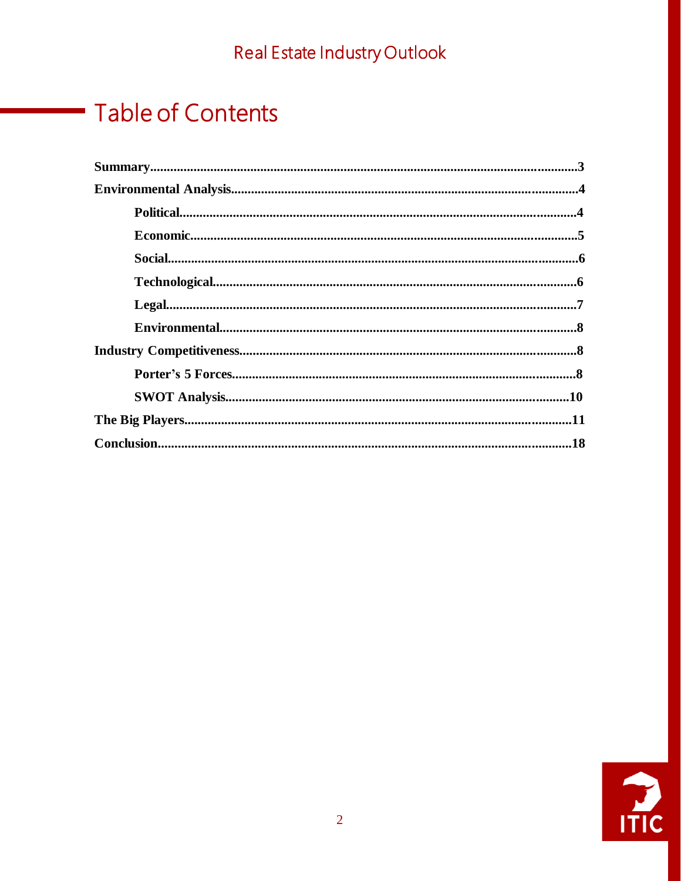# Table of Contents

**Summary**..........3

**Environmental Analysis**..........4

- **Political**..........4
- **Economic**..........5
- **Social**..........6
- **Technological**..........6
- **Legal**..........7
- **Environmental**..........8

**Industry Competitiveness**..........8

- **Porter's 5 Forces**..........8
- **SWOT Analysis**..........10

**The Big Players**..........11

**Conclusion**..........18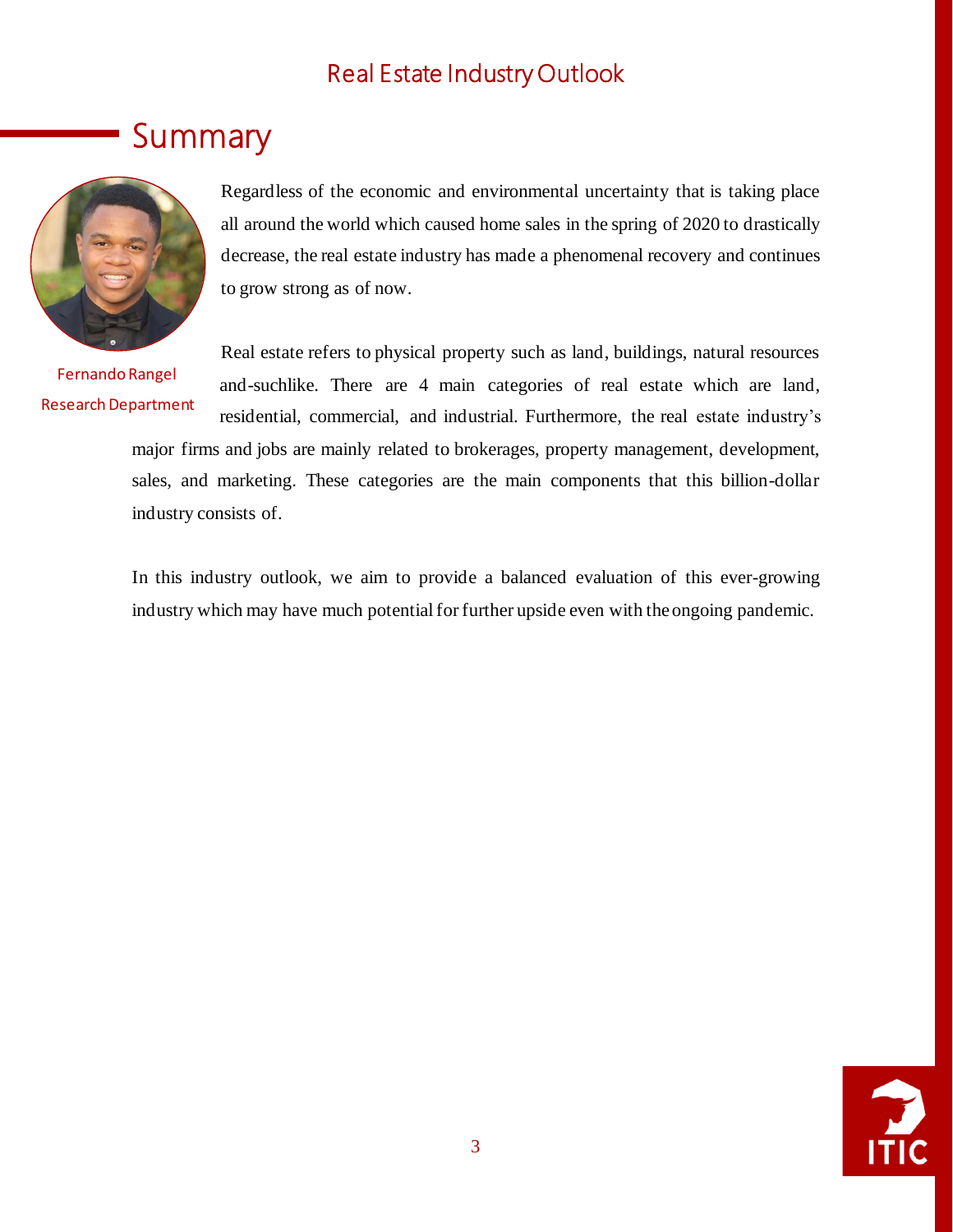## Summary

Fernando Rangel
Research Department

Regardless of the economic and environmental uncertainty that is taking place all around the world which caused home sales in the spring of 2020 to drastically decrease, the real estate industry has made a phenomenal recovery and continues to grow strong as of now.

Real estate refers to physical property such as land, buildings, natural resources and-suchlike. There are 4 main categories of real estate which are land, residential, commercial, and industrial. Furthermore, the real estate industry's major firms and jobs are mainly related to brokerages, property management, development, sales, and marketing. These categories are the main components that this billion-dollar industry consists of.

In this industry outlook, we aim to provide a balanced evaluation of this ever-growing industry which may have much potential for further upside even with the ongoing pandemic.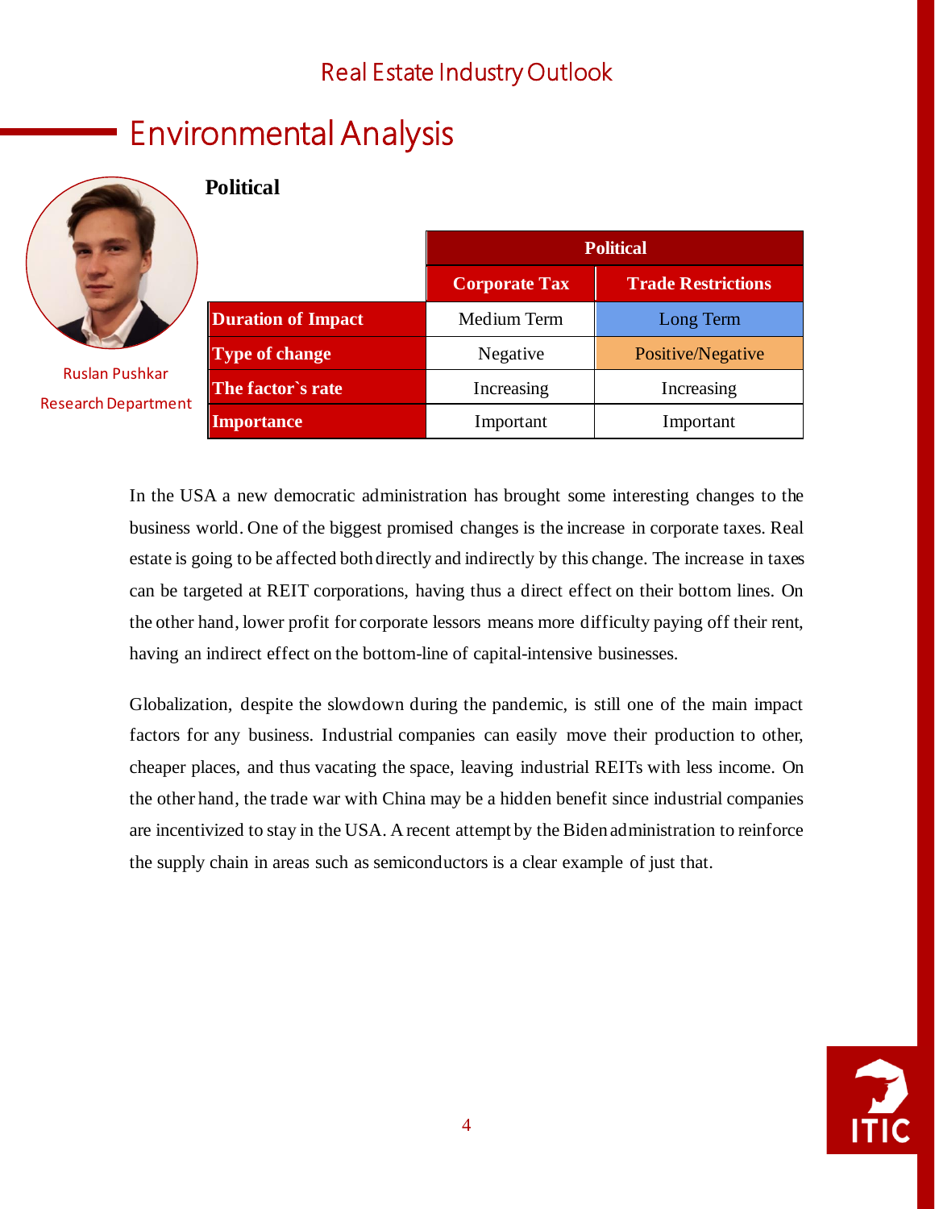## Environmental Analysis

Ruslan Pushkar

Research Department

### Political

| | Political | |
|---|---|---|
| | **Corporate Tax** | **Trade Restrictions** |
| **Duration of Impact** | Medium Term | Long Term |
| **Type of change** | Negative | Positive/Negative |
| **The factor`s rate** | Increasing | Increasing |
| **Importance** | Important | Important |

In the USA a new democratic administration has brought some interesting changes to the business world. One of the biggest promised changes is the increase in corporate taxes. Real estate is going to be affected both directly and indirectly by this change. The increase in taxes can be targeted at REIT corporations, having thus a direct effect on their bottom lines. On the other hand, lower profit for corporate lessors means more difficulty paying off their rent, having an indirect effect on the bottom-line of capital-intensive businesses.

Globalization, despite the slowdown during the pandemic, is still one of the main impact factors for any business. Industrial companies can easily move their production to other, cheaper places, and thus vacating the space, leaving industrial REITs with less income. On the other hand, the trade war with China may be a hidden benefit since industrial companies are incentivized to stay in the USA. A recent attempt by the Biden administration to reinforce the supply chain in areas such as semiconductors is a clear example of just that.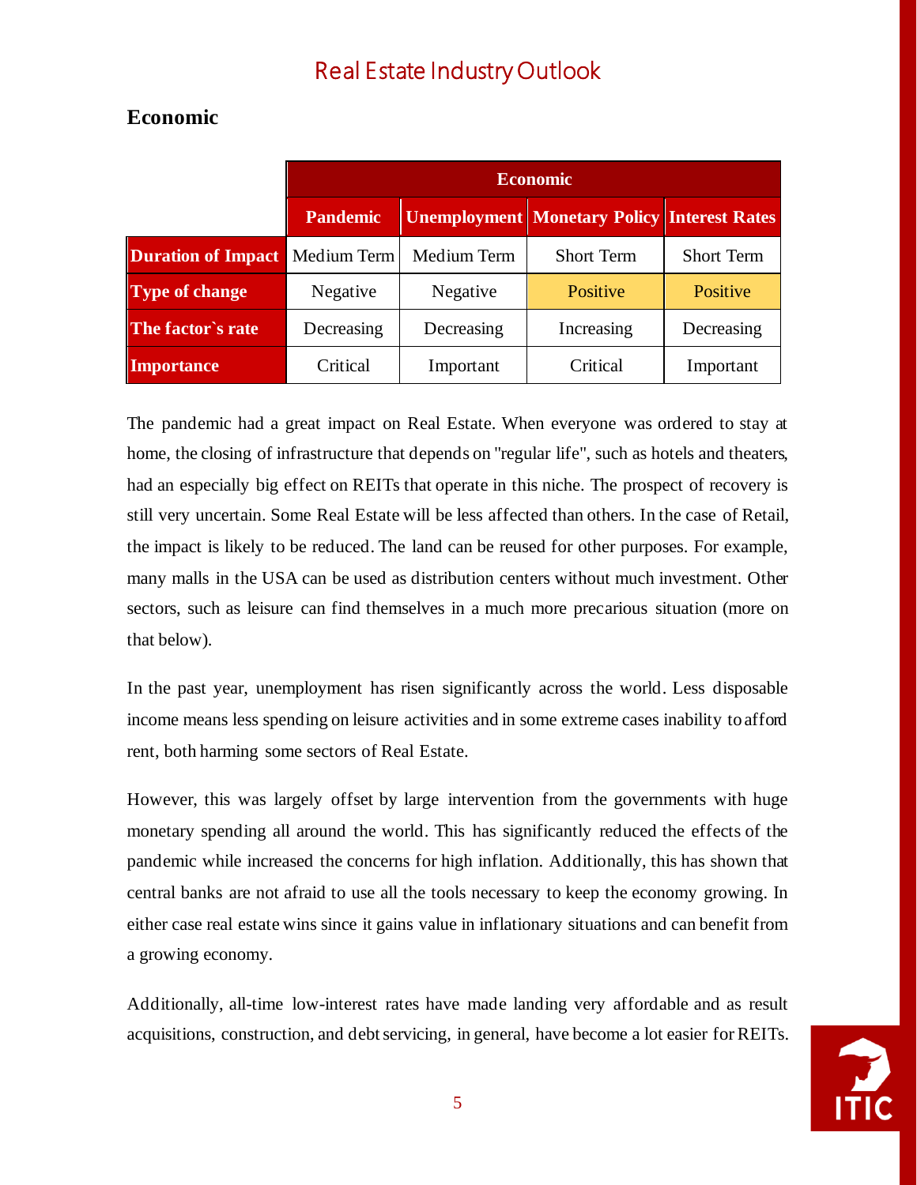## Economic

| | Economic | | | |
|---|---|---|---|---|
| | **Pandemic** | **Unemployment** | **Monetary Policy** | **Interest Rates** |
| **Duration of Impact** | Medium Term | Medium Term | Short Term | Short Term |
| **Type of change** | Negative | Negative | Positive | Positive |
| **The factor`s rate** | Decreasing | Decreasing | Increasing | Decreasing |
| **Importance** | Critical | Important | Critical | Important |

The pandemic had a great impact on Real Estate. When everyone was ordered to stay at home, the closing of infrastructure that depends on "regular life", such as hotels and theaters, had an especially big effect on REITs that operate in this niche. The prospect of recovery is still very uncertain. Some Real Estate will be less affected than others. In the case of Retail, the impact is likely to be reduced. The land can be reused for other purposes. For example, many malls in the USA can be used as distribution centers without much investment. Other sectors, such as leisure can find themselves in a much more precarious situation (more on that below).

In the past year, unemployment has risen significantly across the world. Less disposable income means less spending on leisure activities and in some extreme cases inability to afford rent, both harming some sectors of Real Estate.

However, this was largely offset by large intervention from the governments with huge monetary spending all around the world. This has significantly reduced the effects of the pandemic while increased the concerns for high inflation. Additionally, this has shown that central banks are not afraid to use all the tools necessary to keep the economy growing. In either case real estate wins since it gains value in inflationary situations and can benefit from a growing economy.

Additionally, all-time low-interest rates have made landing very affordable and as result acquisitions, construction, and debt servicing, in general, have become a lot easier for REITs.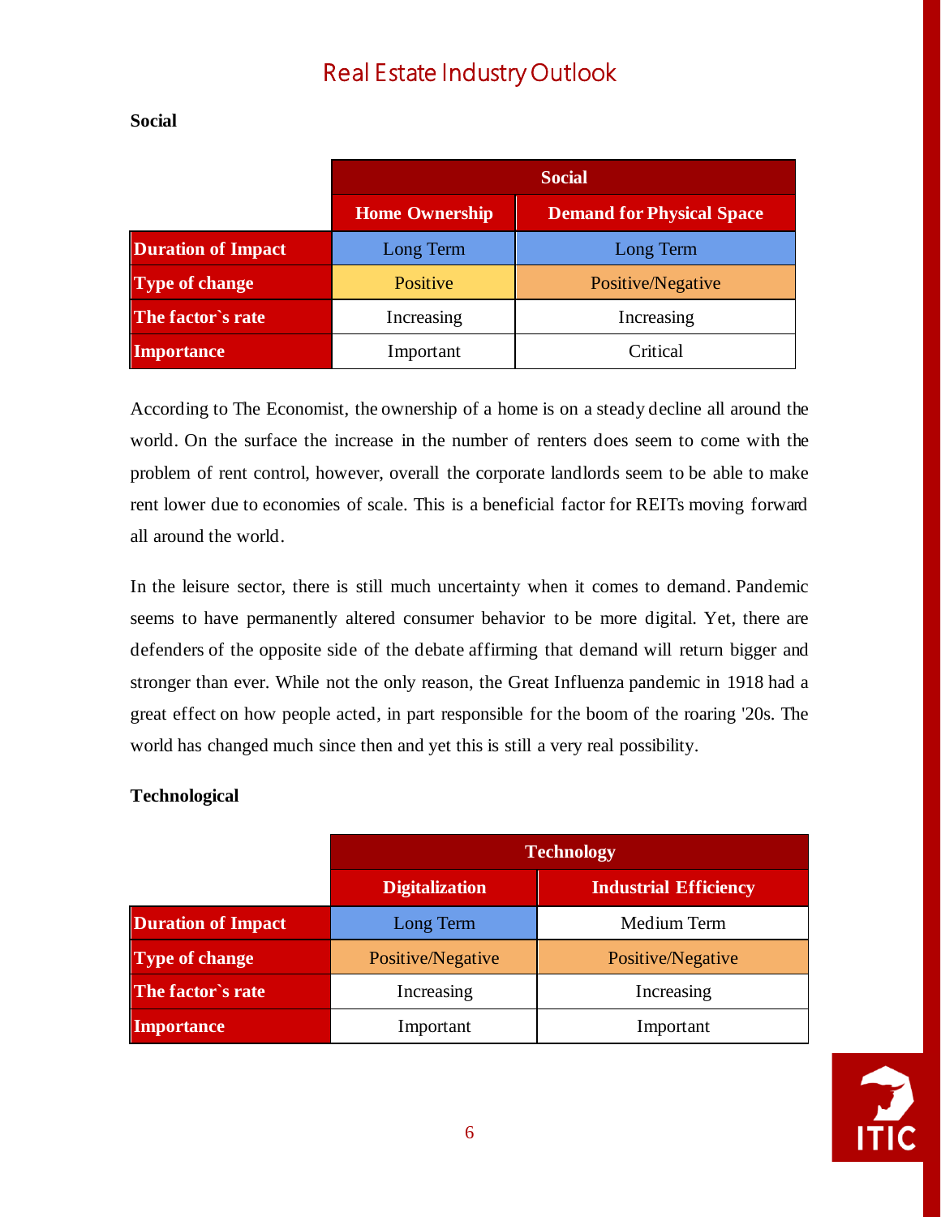# Real Estate Industry Outlook

**Social**

| | Social | |
|---|---|---|
| | **Home Ownership** | **Demand for Physical Space** |
| **Duration of Impact** | Long Term | Long Term |
| **Type of change** | Positive | Positive/Negative |
| **The factor`s rate** | Increasing | Increasing |
| **Importance** | Important | Critical |

According to The Economist, the ownership of a home is on a steady decline all around the world. On the surface the increase in the number of renters does seem to come with the problem of rent control, however, overall the corporate landlords seem to be able to make rent lower due to economies of scale. This is a beneficial factor for REITs moving forward all around the world.

In the leisure sector, there is still much uncertainty when it comes to demand. Pandemic seems to have permanently altered consumer behavior to be more digital. Yet, there are defenders of the opposite side of the debate affirming that demand will return bigger and stronger than ever. While not the only reason, the Great Influenza pandemic in 1918 had a great effect on how people acted, in part responsible for the boom of the roaring '20s. The world has changed much since then and yet this is still a very real possibility.

**Technological**

| | Technology | |
|---|---|---|
| | **Digitalization** | **Industrial Efficiency** |
| **Duration of Impact** | Long Term | Medium Term |
| **Type of change** | Positive/Negative | Positive/Negative |
| **The factor`s rate** | Increasing | Increasing |
| **Importance** | Important | Important |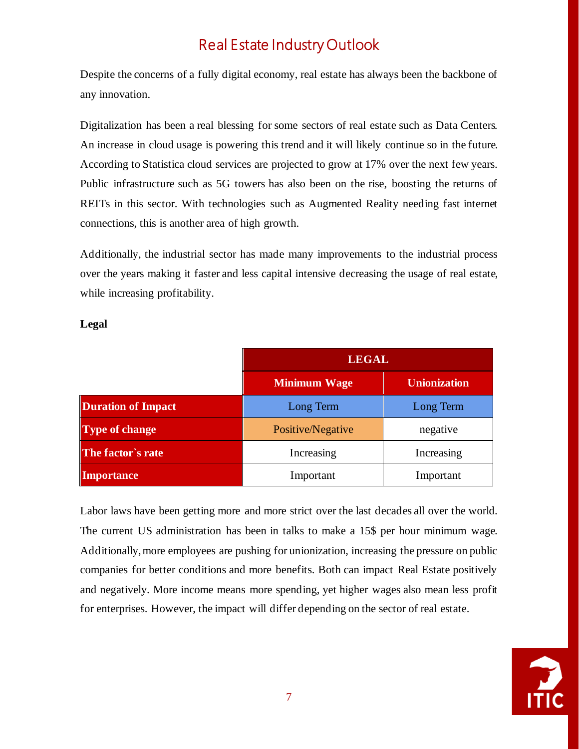# Real Estate Industry Outlook

Despite the concerns of a fully digital economy, real estate has always been the backbone of any innovation.

Digitalization has been a real blessing for some sectors of real estate such as Data Centers. An increase in cloud usage is powering this trend and it will likely continue so in the future. According to Statistica cloud services are projected to grow at 17% over the next few years. Public infrastructure such as 5G towers has also been on the rise, boosting the returns of REITs in this sector. With technologies such as Augmented Reality needing fast internet connections, this is another area of high growth.

Additionally, the industrial sector has made many improvements to the industrial process over the years making it faster and less capital intensive decreasing the usage of real estate, while increasing profitability.

**Legal**

| | LEGAL | |
|---|---|---|
| | **Minimum Wage** | **Unionization** |
| **Duration of Impact** | Long Term | Long Term |
| **Type of change** | Positive/Negative | negative |
| **The factor`s rate** | Increasing | Increasing |
| **Importance** | Important | Important |

Labor laws have been getting more and more strict over the last decades all over the world. The current US administration has been in talks to make a 15$ per hour minimum wage. Additionally, more employees are pushing for unionization, increasing the pressure on public companies for better conditions and more benefits. Both can impact Real Estate positively and negatively. More income means more spending, yet higher wages also mean less profit for enterprises. However, the impact will differ depending on the sector of real estate.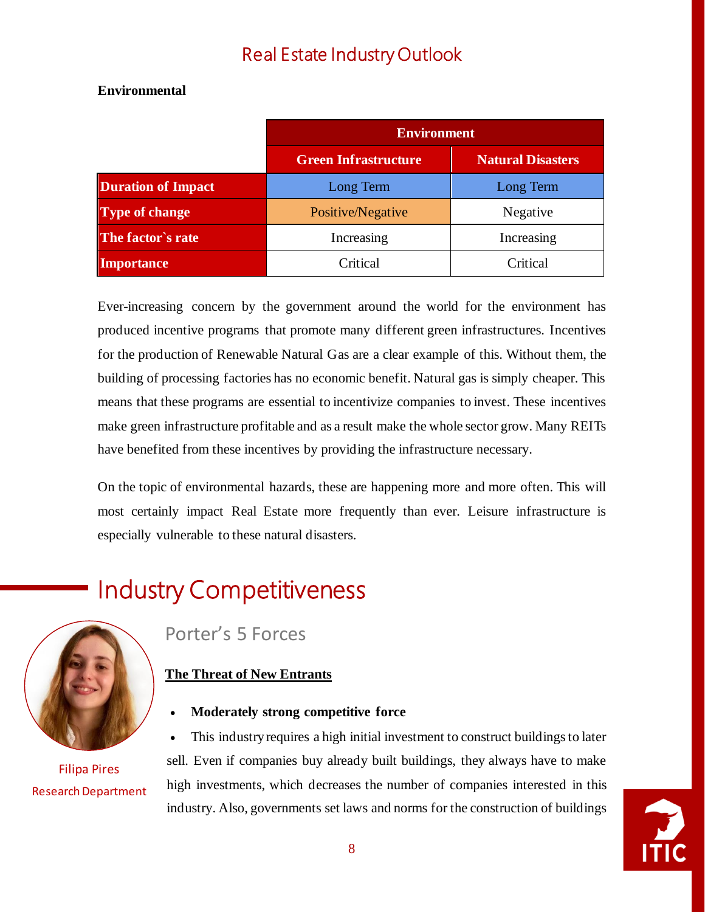### Environmental

| | Environment | |
|---|---|---|
| | **Green Infrastructure** | **Natural Disasters** |
| **Duration of Impact** | Long Term | Long Term |
| **Type of change** | Positive/Negative | Negative |
| **The factor`s rate** | Increasing | Increasing |
| **Importance** | Critical | Critical |

Ever-increasing concern by the government around the world for the environment has produced incentive programs that promote many different green infrastructures. Incentives for the production of Renewable Natural Gas are a clear example of this. Without them, the building of processing factories has no economic benefit. Natural gas is simply cheaper. This means that these programs are essential to incentivize companies to invest. These incentives make green infrastructure profitable and as a result make the whole sector grow. Many REITs have benefited from these incentives by providing the infrastructure necessary.

On the topic of environmental hazards, these are happening more and more often. This will most certainly impact Real Estate more frequently than ever. Leisure infrastructure is especially vulnerable to these natural disasters.

# Industry Competitiveness

Filipa Pires
Research Department

## Porter's 5 Forces

**The Threat of New Entrants**

- **Moderately strong competitive force**
- This industry requires a high initial investment to construct buildings to later sell. Even if companies buy already built buildings, they always have to make high investments, which decreases the number of companies interested in this industry. Also, governments set laws and norms for the construction of buildings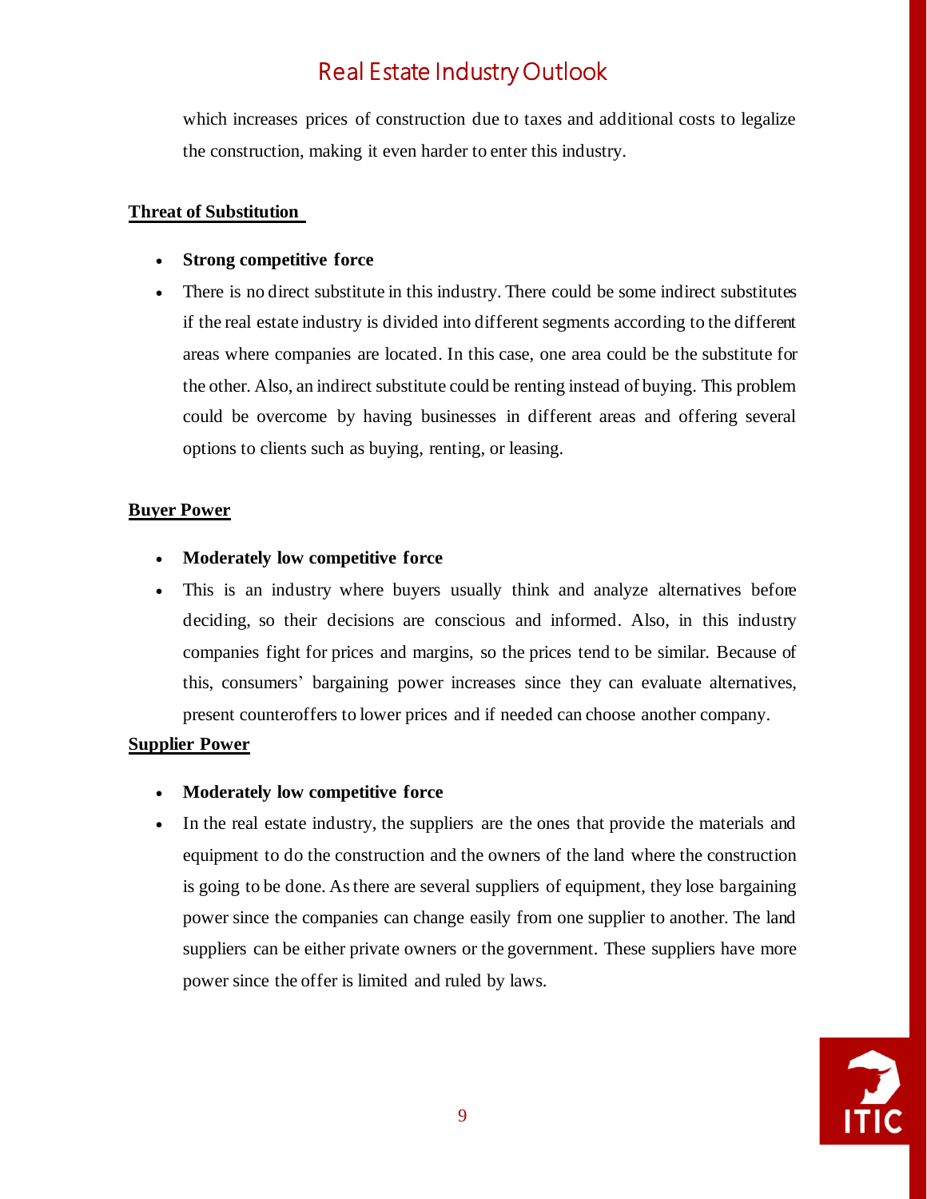which increases prices of construction due to taxes and additional costs to legalize the construction, making it even harder to enter this industry.

**Threat of Substitution**

- **Strong competitive force**
- There is no direct substitute in this industry. There could be some indirect substitutes if the real estate industry is divided into different segments according to the different areas where companies are located. In this case, one area could be the substitute for the other. Also, an indirect substitute could be renting instead of buying. This problem could be overcome by having businesses in different areas and offering several options to clients such as buying, renting, or leasing.

**Buyer Power**

- **Moderately low competitive force**
- This is an industry where buyers usually think and analyze alternatives before deciding, so their decisions are conscious and informed. Also, in this industry companies fight for prices and margins, so the prices tend to be similar. Because of this, consumers' bargaining power increases since they can evaluate alternatives, present counteroffers to lower prices and if needed can choose another company.

**Supplier Power**

- **Moderately low competitive force**
- In the real estate industry, the suppliers are the ones that provide the materials and equipment to do the construction and the owners of the land where the construction is going to be done. As there are several suppliers of equipment, they lose bargaining power since the companies can change easily from one supplier to another. The land suppliers can be either private owners or the government. These suppliers have more power since the offer is limited and ruled by laws.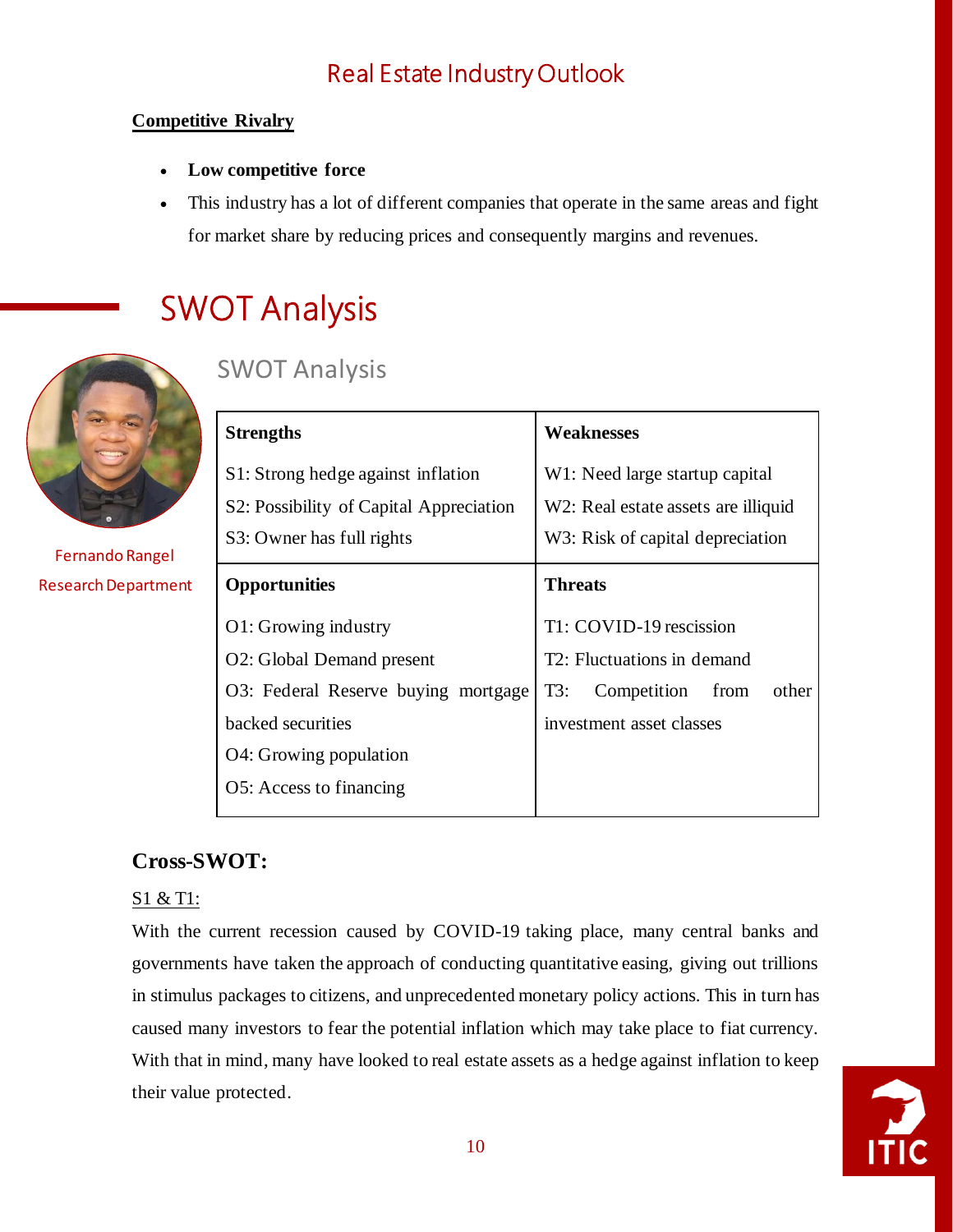## Competitive Rivalry

- **Low competitive force**
- This industry has a lot of different companies that operate in the same areas and fight for market share by reducing prices and consequently margins and revenues.

# SWOT Analysis

Fernando Rangel
Research Department

## SWOT Analysis

| **Strengths** | **Weaknesses** |
|---|---|
| S1: Strong hedge against inflation<br>S2: Possibility of Capital Appreciation<br>S3: Owner has full rights | W1: Need large startup capital<br>W2: Real estate assets are illiquid<br>W3: Risk of capital depreciation |
| **Opportunities** | **Threats** |
| O1: Growing industry<br>O2: Global Demand present<br>O3: Federal Reserve buying mortgage backed securities<br>O4: Growing population<br>O5: Access to financing | T1: COVID-19 rescission<br>T2: Fluctuations in demand<br>T3: Competition from other investment asset classes |

### Cross-SWOT:

S1 & T1:

With the current recession caused by COVID-19 taking place, many central banks and governments have taken the approach of conducting quantitative easing, giving out trillions in stimulus packages to citizens, and unprecedented monetary policy actions. This in turn has caused many investors to fear the potential inflation which may take place to fiat currency. With that in mind, many have looked to real estate assets as a hedge against inflation to keep their value protected.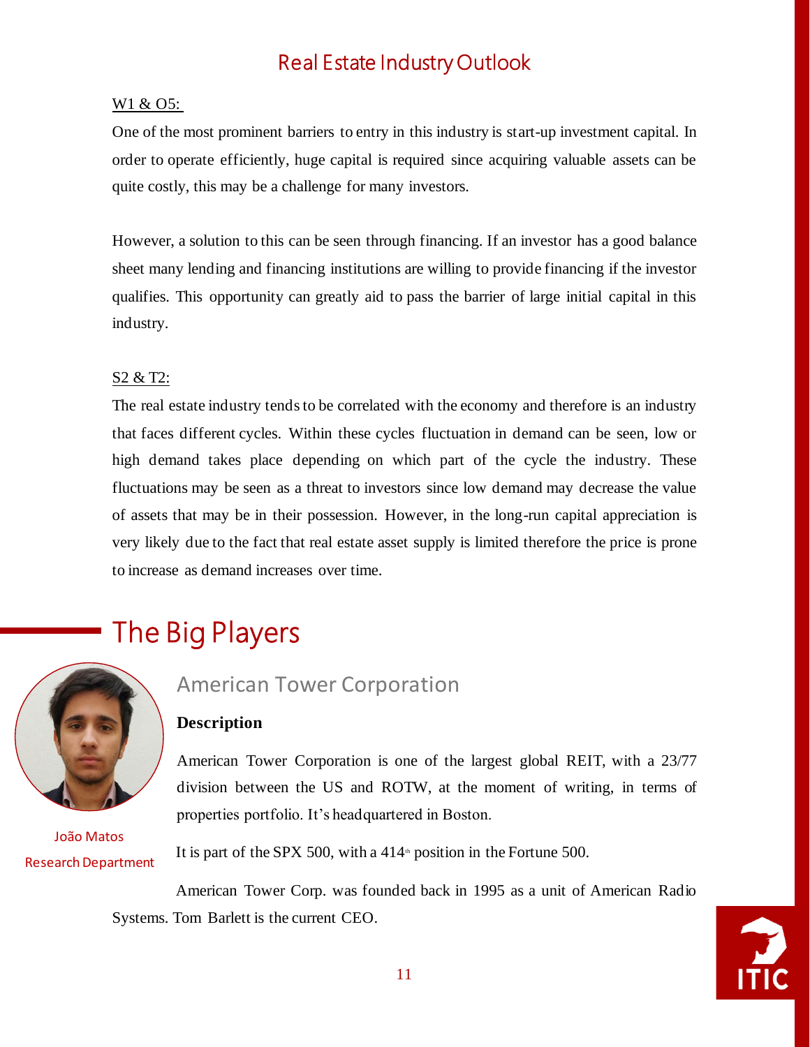## Real Estate Industry Outlook

W1 & O5:

One of the most prominent barriers to entry in this industry is start-up investment capital. In order to operate efficiently, huge capital is required since acquiring valuable assets can be quite costly, this may be a challenge for many investors.

However, a solution to this can be seen through financing. If an investor has a good balance sheet many lending and financing institutions are willing to provide financing if the investor qualifies. This opportunity can greatly aid to pass the barrier of large initial capital in this industry.

S2 & T2:

The real estate industry tends to be correlated with the economy and therefore is an industry that faces different cycles. Within these cycles fluctuation in demand can be seen, low or high demand takes place depending on which part of the cycle the industry. These fluctuations may be seen as a threat to investors since low demand may decrease the value of assets that may be in their possession. However, in the long-run capital appreciation is very likely due to the fact that real estate asset supply is limited therefore the price is prone to increase as demand increases over time.

# The Big Players

João Matos
Research Department

## American Tower Corporation

**Description**

American Tower Corporation is one of the largest global REIT, with a 23/77 division between the US and ROTW, at the moment of writing, in terms of properties portfolio. It's headquartered in Boston.

It is part of the SPX 500, with a 414th position in the Fortune 500.

American Tower Corp. was founded back in 1995 as a unit of American Radio Systems. Tom Barlett is the current CEO.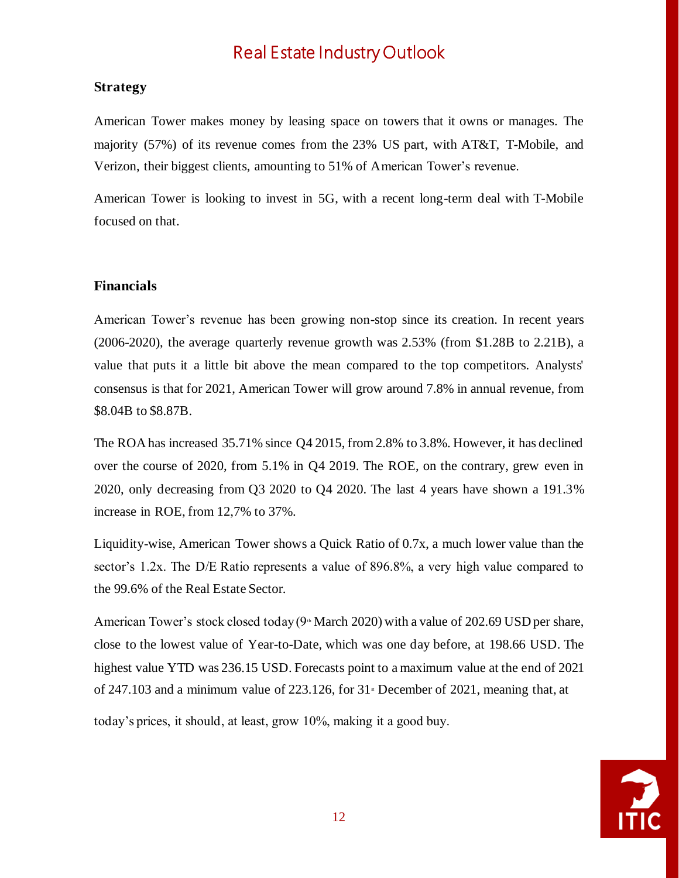## Strategy

American Tower makes money by leasing space on towers that it owns or manages. The majority (57%) of its revenue comes from the 23% US part, with AT&T, T-Mobile, and Verizon, their biggest clients, amounting to 51% of American Tower's revenue.

American Tower is looking to invest in 5G, with a recent long-term deal with T-Mobile focused on that.

## Financials

American Tower's revenue has been growing non-stop since its creation. In recent years (2006-2020), the average quarterly revenue growth was 2.53% (from $1.28B to 2.21B), a value that puts it a little bit above the mean compared to the top competitors. Analysts' consensus is that for 2021, American Tower will grow around 7.8% in annual revenue, from $8.04B to $8.87B.

The ROA has increased 35.71% since Q4 2015, from 2.8% to 3.8%. However, it has declined over the course of 2020, from 5.1% in Q4 2019. The ROE, on the contrary, grew even in 2020, only decreasing from Q3 2020 to Q4 2020. The last 4 years have shown a 191.3% increase in ROE, from 12,7% to 37%.

Liquidity-wise, American Tower shows a Quick Ratio of 0.7x, a much lower value than the sector's 1.2x. The D/E Ratio represents a value of 896.8%, a very high value compared to the 99.6% of the Real Estate Sector.

American Tower's stock closed today (9th March 2020) with a value of 202.69 USD per share, close to the lowest value of Year-to-Date, which was one day before, at 198.66 USD. The highest value YTD was 236.15 USD. Forecasts point to a maximum value at the end of 2021 of 247.103 and a minimum value of 223.126, for 31st December of 2021, meaning that, at today's prices, it should, at least, grow 10%, making it a good buy.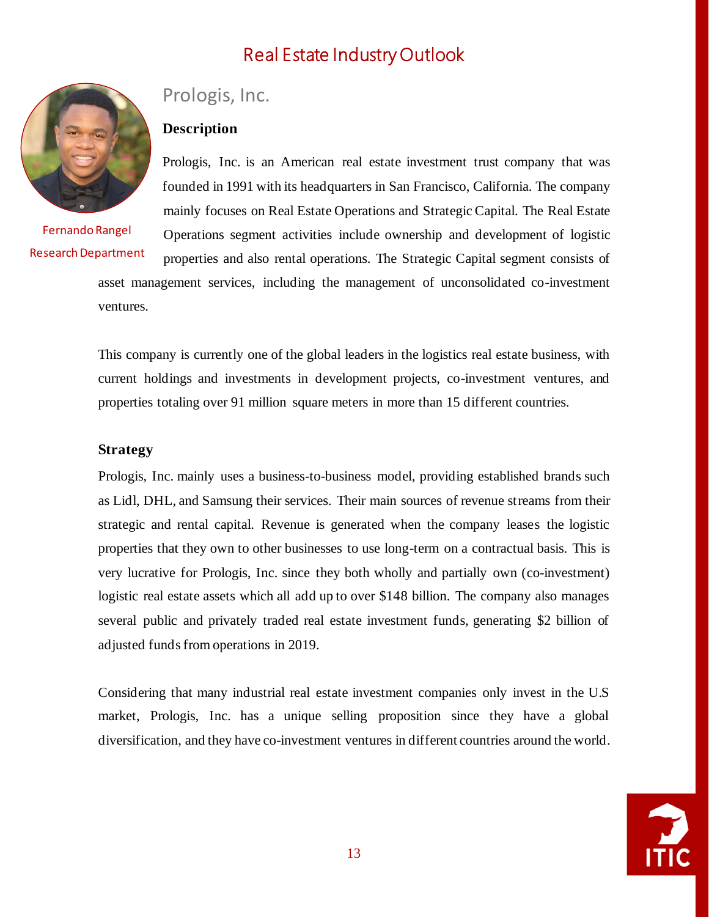Real Estate Industry Outlook

Fernando Rangel
Research Department

## Prologis, Inc.

### Description

Prologis, Inc. is an American real estate investment trust company that was founded in 1991 with its headquarters in San Francisco, California. The company mainly focuses on Real Estate Operations and Strategic Capital. The Real Estate Operations segment activities include ownership and development of logistic properties and also rental operations. The Strategic Capital segment consists of asset management services, including the management of unconsolidated co-investment ventures.

This company is currently one of the global leaders in the logistics real estate business, with current holdings and investments in development projects, co-investment ventures, and properties totaling over 91 million square meters in more than 15 different countries.

### Strategy

Prologis, Inc. mainly uses a business-to-business model, providing established brands such as Lidl, DHL, and Samsung their services. Their main sources of revenue streams from their strategic and rental capital. Revenue is generated when the company leases the logistic properties that they own to other businesses to use long-term on a contractual basis. This is very lucrative for Prologis, Inc. since they both wholly and partially own (co-investment) logistic real estate assets which all add up to over $148 billion. The company also manages several public and privately traded real estate investment funds, generating $2 billion of adjusted funds from operations in 2019.

Considering that many industrial real estate investment companies only invest in the U.S market, Prologis, Inc. has a unique selling proposition since they have a global diversification, and they have co-investment ventures in different countries around the world.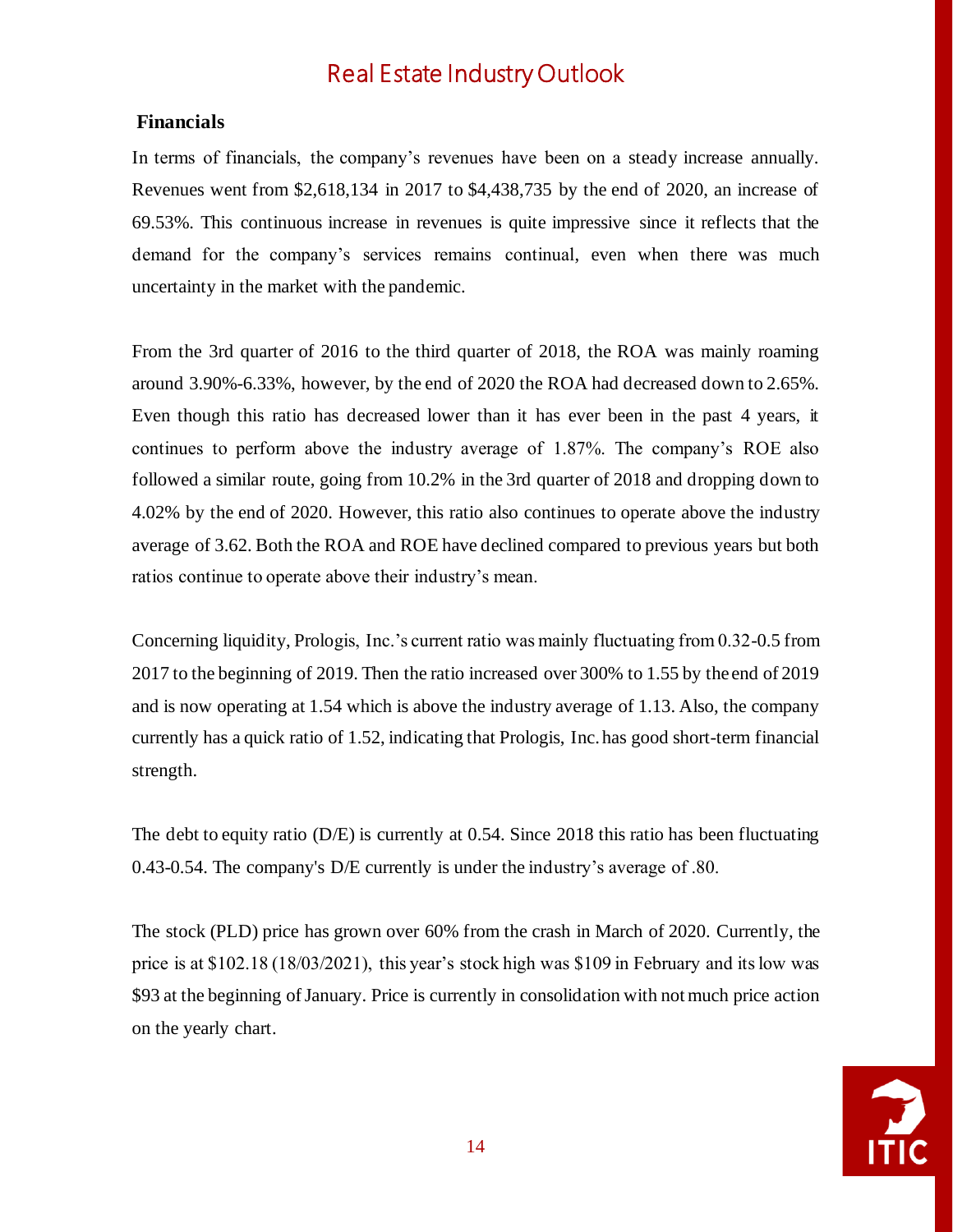## Financials

In terms of financials, the company's revenues have been on a steady increase annually. Revenues went from $2,618,134 in 2017 to $4,438,735 by the end of 2020, an increase of 69.53%. This continuous increase in revenues is quite impressive since it reflects that the demand for the company's services remains continual, even when there was much uncertainty in the market with the pandemic.

From the 3rd quarter of 2016 to the third quarter of 2018, the ROA was mainly roaming around 3.90%-6.33%, however, by the end of 2020 the ROA had decreased down to 2.65%. Even though this ratio has decreased lower than it has ever been in the past 4 years, it continues to perform above the industry average of 1.87%. The company's ROE also followed a similar route, going from 10.2% in the 3rd quarter of 2018 and dropping down to 4.02% by the end of 2020. However, this ratio also continues to operate above the industry average of 3.62. Both the ROA and ROE have declined compared to previous years but both ratios continue to operate above their industry's mean.

Concerning liquidity, Prologis, Inc.'s current ratio was mainly fluctuating from 0.32-0.5 from 2017 to the beginning of 2019. Then the ratio increased over 300% to 1.55 by the end of 2019 and is now operating at 1.54 which is above the industry average of 1.13. Also, the company currently has a quick ratio of 1.52, indicating that Prologis, Inc. has good short-term financial strength.

The debt to equity ratio (D/E) is currently at 0.54. Since 2018 this ratio has been fluctuating 0.43-0.54. The company's D/E currently is under the industry's average of .80.

The stock (PLD) price has grown over 60% from the crash in March of 2020. Currently, the price is at $102.18 (18/03/2021), this year's stock high was $109 in February and its low was $93 at the beginning of January. Price is currently in consolidation with not much price action on the yearly chart.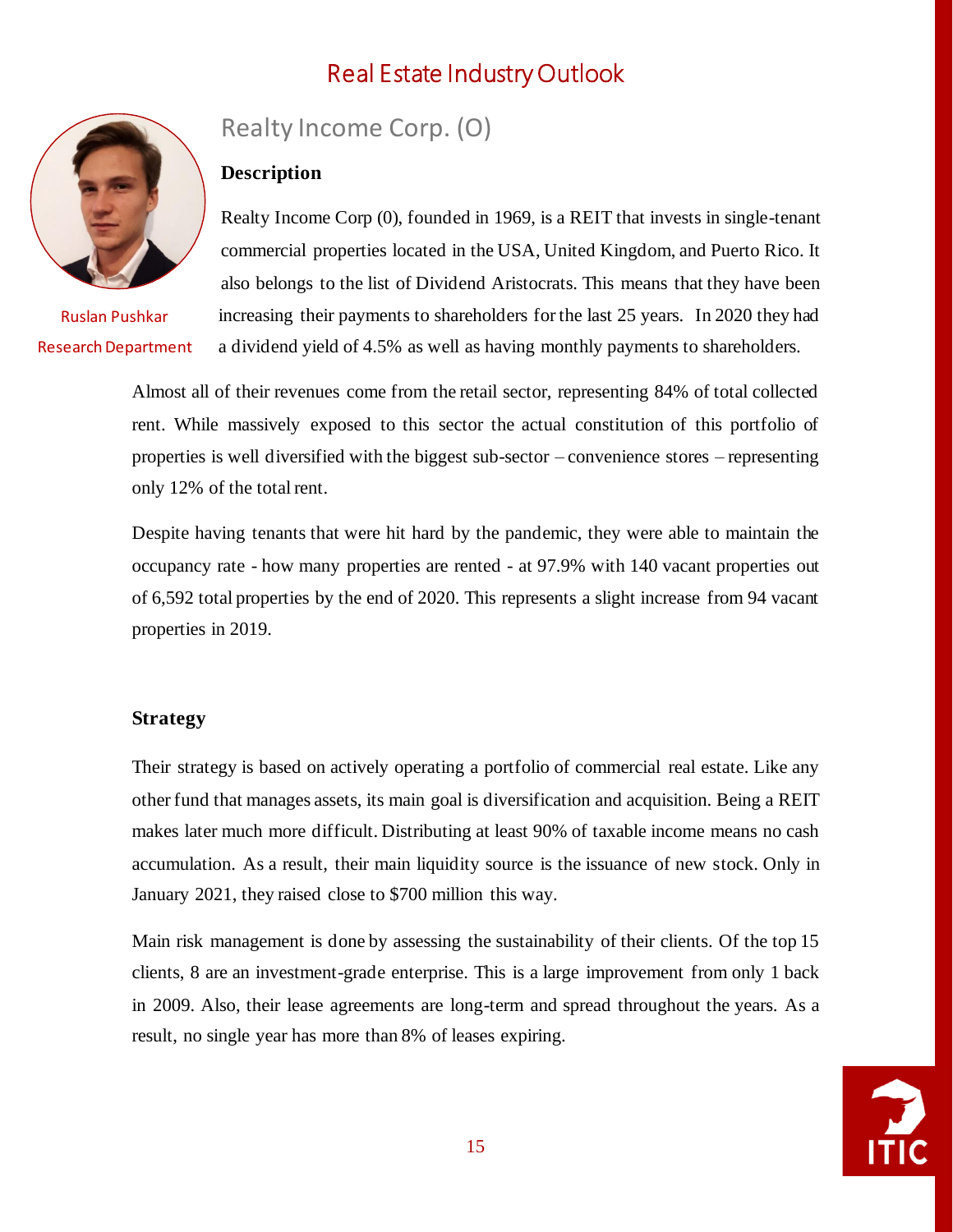Realty Income Corp. (O)

Ruslan Pushkar
Research Department

### Description

Realty Income Corp (0), founded in 1969, is a REIT that invests in single-tenant commercial properties located in the USA, United Kingdom, and Puerto Rico. It also belongs to the list of Dividend Aristocrats. This means that they have been increasing their payments to shareholders for the last 25 years. In 2020 they had a dividend yield of 4.5% as well as having monthly payments to shareholders.

Almost all of their revenues come from the retail sector, representing 84% of total collected rent. While massively exposed to this sector the actual constitution of this portfolio of properties is well diversified with the biggest sub-sector – convenience stores – representing only 12% of the total rent.

Despite having tenants that were hit hard by the pandemic, they were able to maintain the occupancy rate - how many properties are rented - at 97.9% with 140 vacant properties out of 6,592 total properties by the end of 2020. This represents a slight increase from 94 vacant properties in 2019.

### Strategy

Their strategy is based on actively operating a portfolio of commercial real estate. Like any other fund that manages assets, its main goal is diversification and acquisition. Being a REIT makes later much more difficult. Distributing at least 90% of taxable income means no cash accumulation. As a result, their main liquidity source is the issuance of new stock. Only in January 2021, they raised close to $700 million this way.

Main risk management is done by assessing the sustainability of their clients. Of the top 15 clients, 8 are an investment-grade enterprise. This is a large improvement from only 1 back in 2009. Also, their lease agreements are long-term and spread throughout the years. As a result, no single year has more than 8% of leases expiring.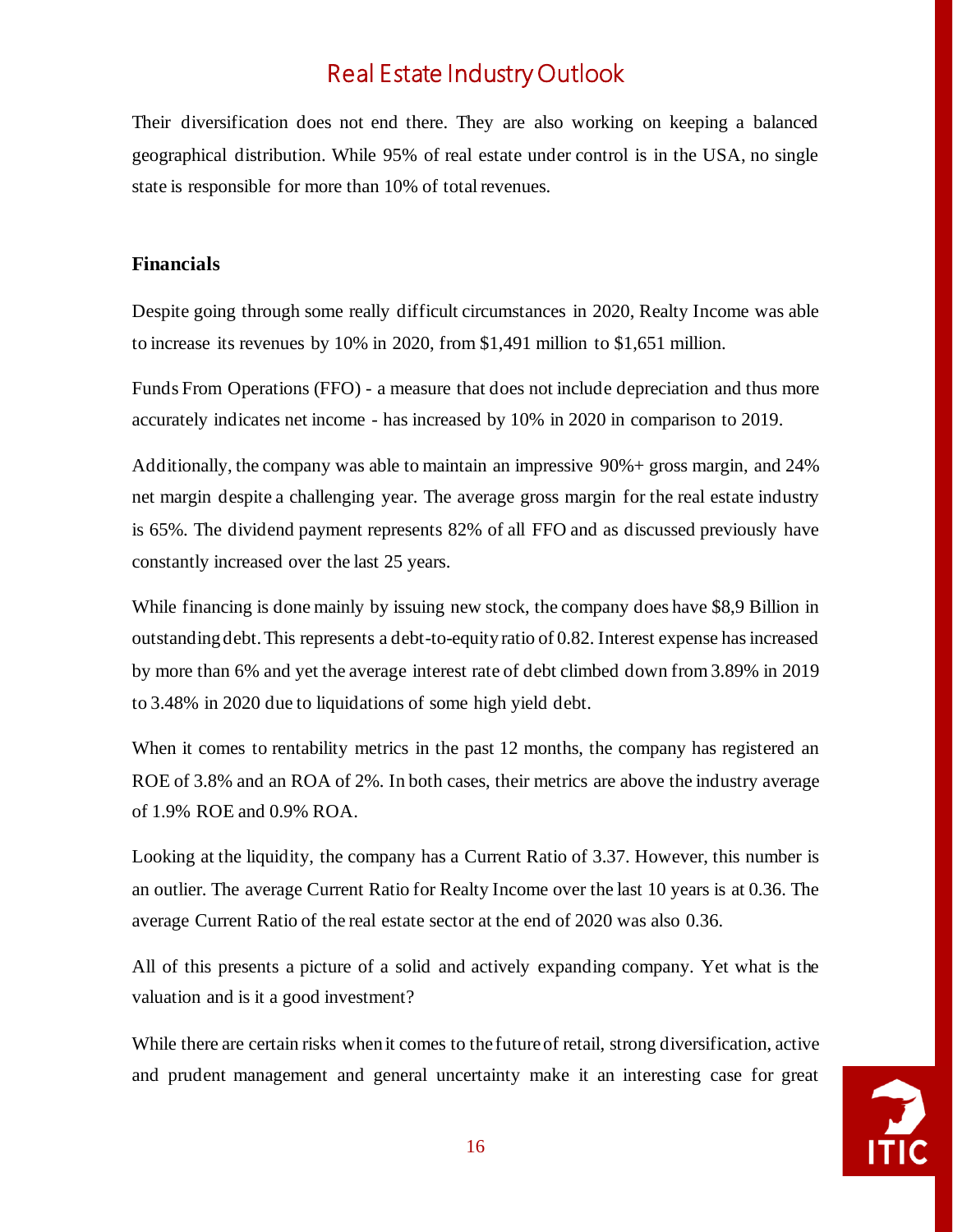Their diversification does not end there. They are also working on keeping a balanced geographical distribution. While 95% of real estate under control is in the USA, no single state is responsible for more than 10% of total revenues.

**Financials**

Despite going through some really difficult circumstances in 2020, Realty Income was able to increase its revenues by 10% in 2020, from $1,491 million to $1,651 million.

Funds From Operations (FFO) - a measure that does not include depreciation and thus more accurately indicates net income - has increased by 10% in 2020 in comparison to 2019.

Additionally, the company was able to maintain an impressive 90%+ gross margin, and 24% net margin despite a challenging year. The average gross margin for the real estate industry is 65%. The dividend payment represents 82% of all FFO and as discussed previously have constantly increased over the last 25 years.

While financing is done mainly by issuing new stock, the company does have $8,9 Billion in outstanding debt. This represents a debt-to-equity ratio of 0.82. Interest expense has increased by more than 6% and yet the average interest rate of debt climbed down from 3.89% in 2019 to 3.48% in 2020 due to liquidations of some high yield debt.

When it comes to rentability metrics in the past 12 months, the company has registered an ROE of 3.8% and an ROA of 2%. In both cases, their metrics are above the industry average of 1.9% ROE and 0.9% ROA.

Looking at the liquidity, the company has a Current Ratio of 3.37. However, this number is an outlier. The average Current Ratio for Realty Income over the last 10 years is at 0.36. The average Current Ratio of the real estate sector at the end of 2020 was also 0.36.

All of this presents a picture of a solid and actively expanding company. Yet what is the valuation and is it a good investment?

While there are certain risks when it comes to the future of retail, strong diversification, active and prudent management and general uncertainty make it an interesting case for great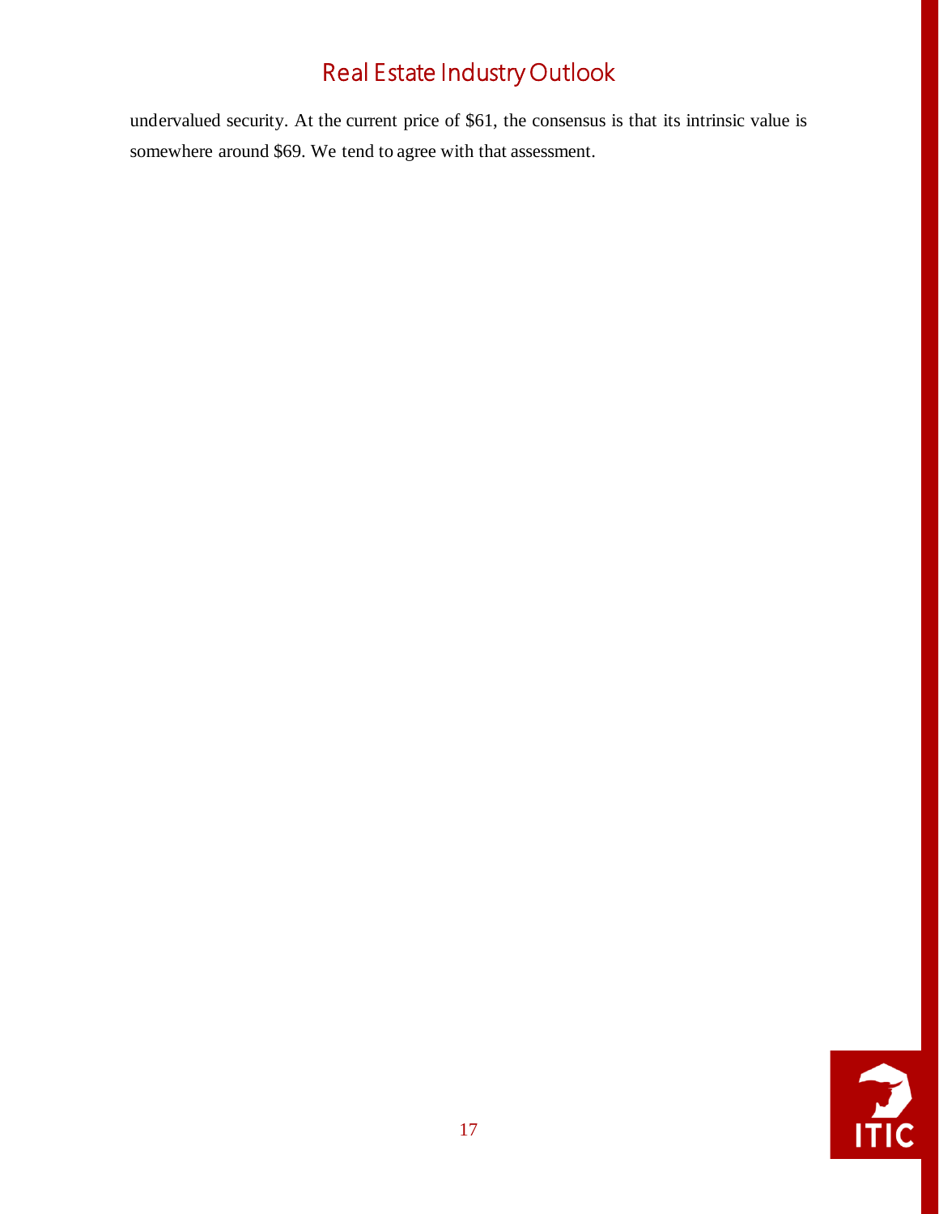undervalued security. At the current price of $61, the consensus is that its intrinsic value is somewhere around $69. We tend to agree with that assessment.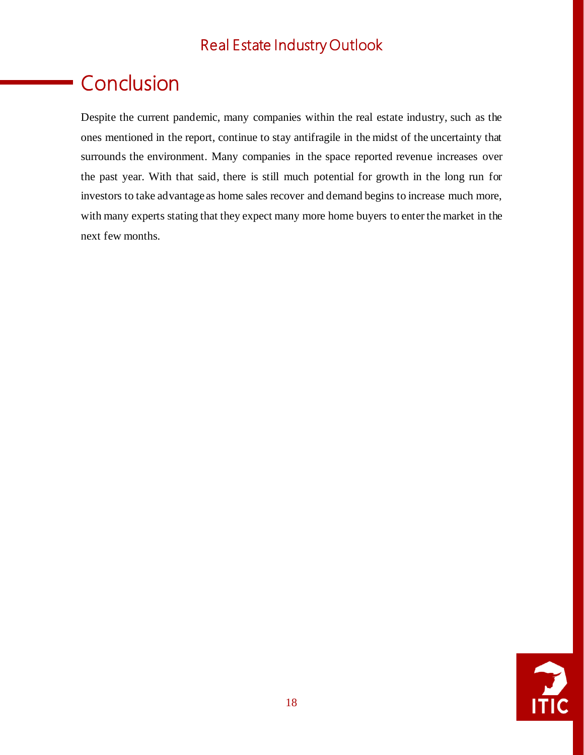## Conclusion

Despite the current pandemic, many companies within the real estate industry, such as the ones mentioned in the report, continue to stay antifragile in the midst of the uncertainty that surrounds the environment. Many companies in the space reported revenue increases over the past year. With that said, there is still much potential for growth in the long run for investors to take advantage as home sales recover and demand begins to increase much more, with many experts stating that they expect many more home buyers to enter the market in the next few months.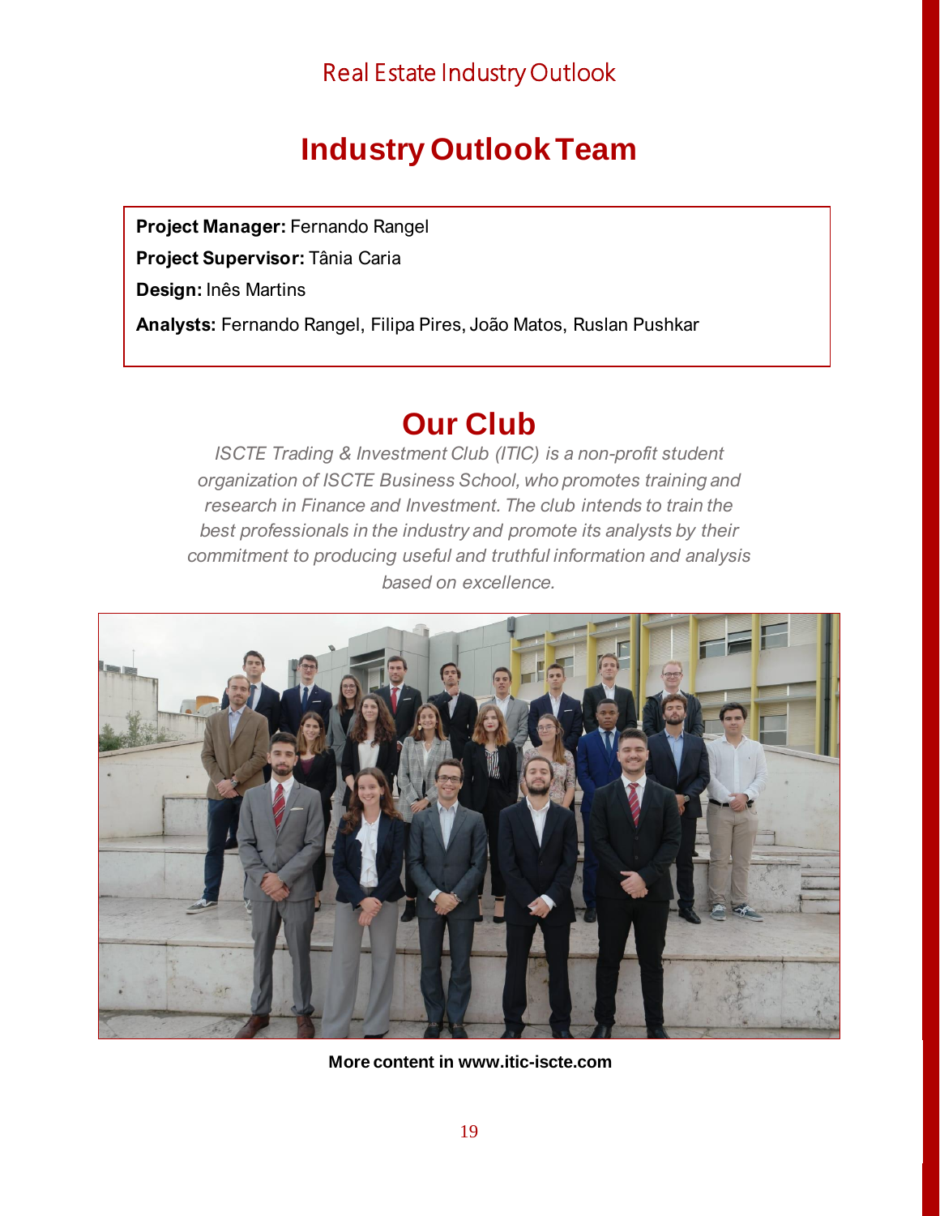# Industry Outlook Team

**Project Manager:** Fernando Rangel

**Project Supervisor:** Tânia Caria

**Design:** Inês Martins

**Analysts:** Fernando Rangel, Filipa Pires, João Matos, Ruslan Pushkar

# Our Club

*ISCTE Trading & Investment Club (ITIC) is a non-profit student organization of ISCTE Business School, who promotes training and research in Finance and Investment. The club intends to train the best professionals in the industry and promote its analysts by their commitment to producing useful and truthful information and analysis based on excellence.*

**More content in www.itic-iscte.com**